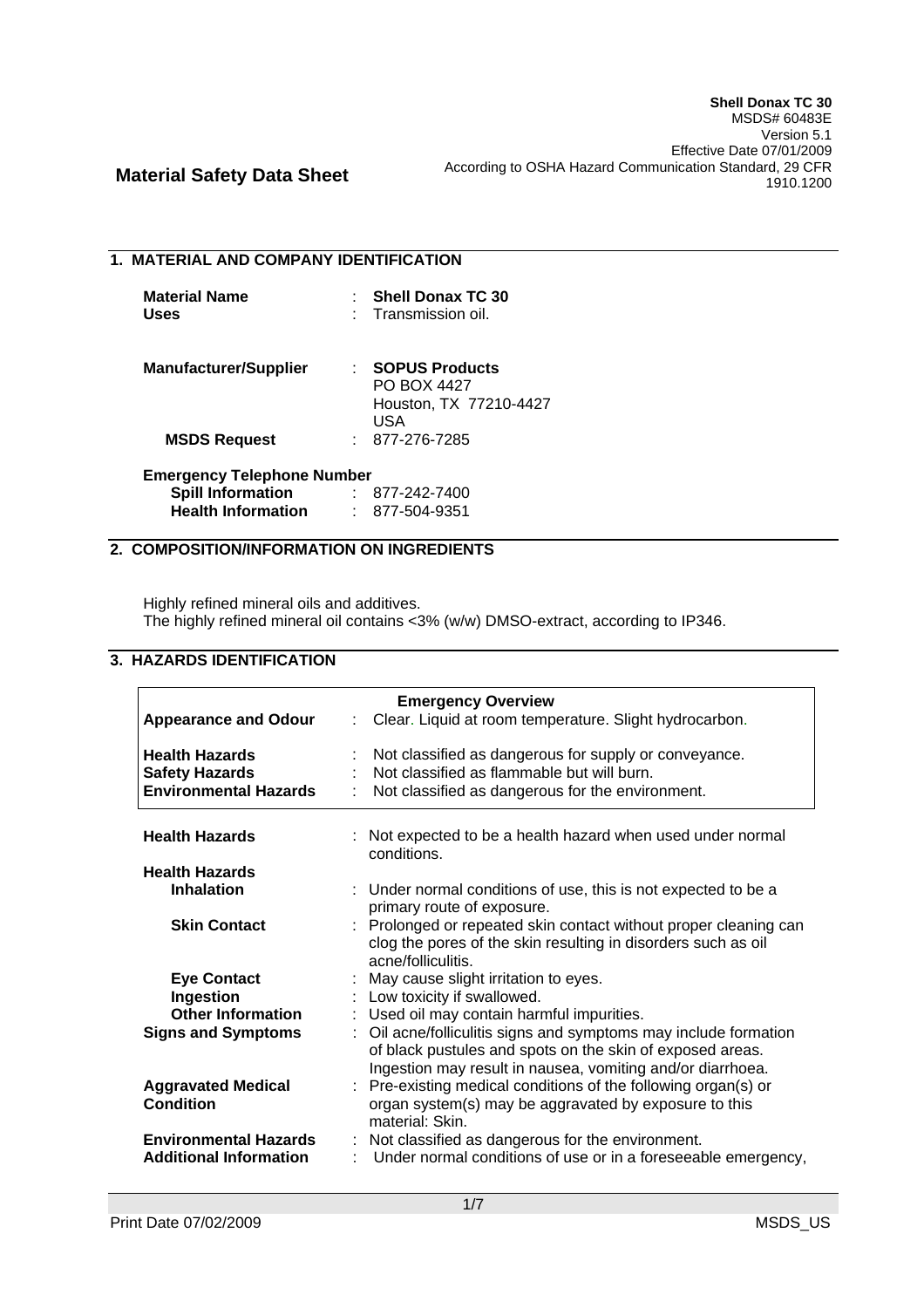**Shell Donax TC 30**
MSDS# 60483E
Version 5.1
Effective Date 07/01/2009
According to OSHA Hazard Communication Standard, 29 CFR 1910.1200

# Material Safety Data Sheet

## 1. MATERIAL AND COMPANY IDENTIFICATION

| | | |
|---|---|---|
| **Material Name** | : | **Shell Donax TC 30** |
| **Uses** | : | Transmission oil. |
| **Manufacturer/Supplier** | : | **SOPUS Products**<br>PO BOX 4427<br>Houston, TX 77210-4427<br>USA |
| **MSDS Request** | : | 877-276-7285 |

**Emergency Telephone Number**

| | | |
|---|---|---|
| **Spill Information** | : | 877-242-7400 |
| **Health Information** | : | 877-504-9351 |

## 2. COMPOSITION/INFORMATION ON INGREDIENTS

Highly refined mineral oils and additives.
The highly refined mineral oil contains <3% (w/w) DMSO-extract, according to IP346.

## 3. HAZARDS IDENTIFICATION

**Emergency Overview**

| | | |
|---|---|---|
| **Appearance and Odour** | : | Clear. Liquid at room temperature. Slight hydrocarbon. |
| **Health Hazards** | : | Not classified as dangerous for supply or conveyance. |
| **Safety Hazards** | : | Not classified as flammable but will burn. |
| **Environmental Hazards** | : | Not classified as dangerous for the environment. |

| | | |
|---|---|---|
| **Health Hazards** | : | Not expected to be a health hazard when used under normal conditions. |
| **Health Hazards** | | |
| **Inhalation** | : | Under normal conditions of use, this is not expected to be a primary route of exposure. |
| **Skin Contact** | : | Prolonged or repeated skin contact without proper cleaning can clog the pores of the skin resulting in disorders such as oil acne/folliculitis. |
| **Eye Contact** | : | May cause slight irritation to eyes. |
| **Ingestion** | : | Low toxicity if swallowed. |
| **Other Information** | : | Used oil may contain harmful impurities. |
| **Signs and Symptoms** | : | Oil acne/folliculitis signs and symptoms may include formation of black pustules and spots on the skin of exposed areas. Ingestion may result in nausea, vomiting and/or diarrhoea. |
| **Aggravated Medical Condition** | : | Pre-existing medical conditions of the following organ(s) or organ system(s) may be aggravated by exposure to this material: Skin. |
| **Environmental Hazards** | : | Not classified as dangerous for the environment. |
| **Additional Information** | : | Under normal conditions of use or in a foreseeable emergency, |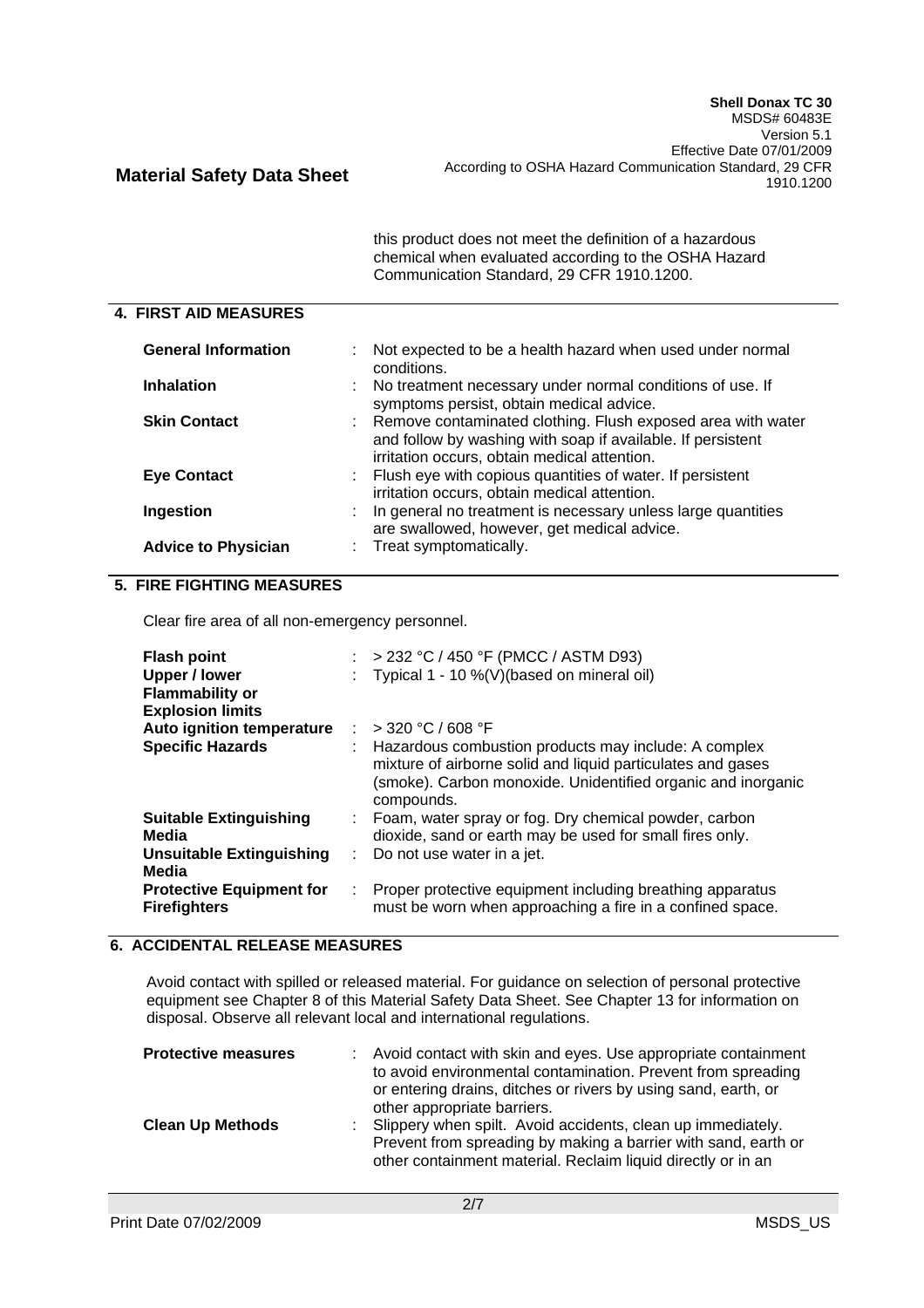this product does not meet the definition of a hazardous chemical when evaluated according to the OSHA Hazard Communication Standard, 29 CFR 1910.1200.

## 4. FIRST AID MEASURES

| | |
|---|---|
| **General Information** | Not expected to be a health hazard when used under normal conditions. |
| **Inhalation** | No treatment necessary under normal conditions of use. If symptoms persist, obtain medical advice. |
| **Skin Contact** | Remove contaminated clothing. Flush exposed area with water and follow by washing with soap if available. If persistent irritation occurs, obtain medical attention. |
| **Eye Contact** | Flush eye with copious quantities of water. If persistent irritation occurs, obtain medical attention. |
| **Ingestion** | In general no treatment is necessary unless large quantities are swallowed, however, get medical advice. |
| **Advice to Physician** | Treat symptomatically. |

## 5. FIRE FIGHTING MEASURES

Clear fire area of all non-emergency personnel.

| | |
|---|---|
| **Flash point** | > 232 °C / 450 °F (PMCC / ASTM D93) |
| **Upper / lower Flammability or Explosion limits** | Typical 1 - 10 %(V)(based on mineral oil) |
| **Auto ignition temperature** | > 320 °C / 608 °F |
| **Specific Hazards** | Hazardous combustion products may include: A complex mixture of airborne solid and liquid particulates and gases (smoke). Carbon monoxide. Unidentified organic and inorganic compounds. |
| **Suitable Extinguishing Media** | Foam, water spray or fog. Dry chemical powder, carbon dioxide, sand or earth may be used for small fires only. |
| **Unsuitable Extinguishing Media** | Do not use water in a jet. |
| **Protective Equipment for Firefighters** | Proper protective equipment including breathing apparatus must be worn when approaching a fire in a confined space. |

## 6. ACCIDENTAL RELEASE MEASURES

Avoid contact with spilled or released material. For guidance on selection of personal protective equipment see Chapter 8 of this Material Safety Data Sheet. See Chapter 13 for information on disposal. Observe all relevant local and international regulations.

| | |
|---|---|
| **Protective measures** | Avoid contact with skin and eyes. Use appropriate containment to avoid environmental contamination. Prevent from spreading or entering drains, ditches or rivers by using sand, earth, or other appropriate barriers. |
| **Clean Up Methods** | Slippery when spilt. Avoid accidents, clean up immediately. Prevent from spreading by making a barrier with sand, earth or other containment material. Reclaim liquid directly or in an |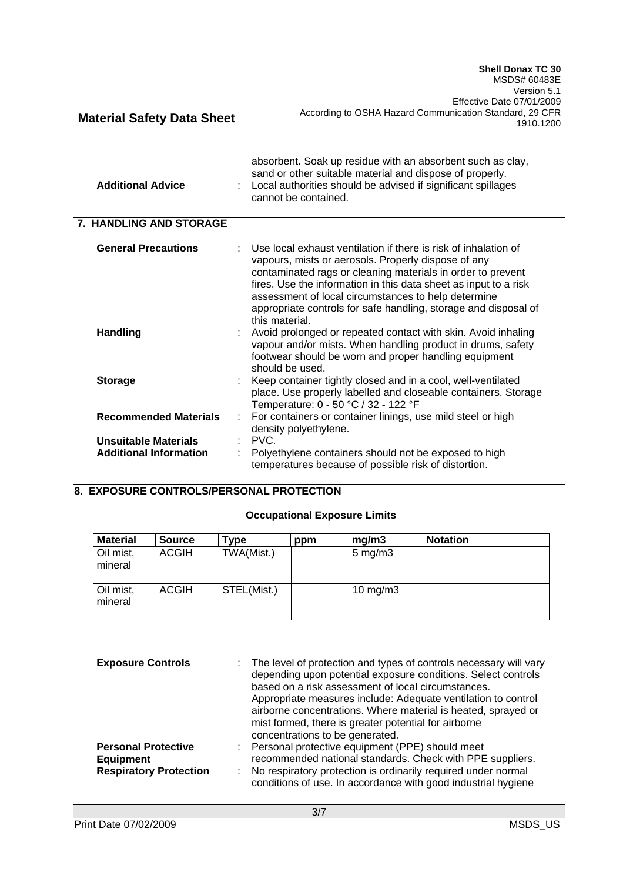| | | |
|---|---|---|
| | | absorbent. Soak up residue with an absorbent such as clay, sand or other suitable material and dispose of properly. |
| **Additional Advice** | : | Local authorities should be advised if significant spillages cannot be contained. |

## 7. HANDLING AND STORAGE

| | | |
|---|---|---|
| **General Precautions** | : | Use local exhaust ventilation if there is risk of inhalation of vapours, mists or aerosols. Properly dispose of any contaminated rags or cleaning materials in order to prevent fires. Use the information in this data sheet as input to a risk assessment of local circumstances to help determine appropriate controls for safe handling, storage and disposal of this material. |
| **Handling** | : | Avoid prolonged or repeated contact with skin. Avoid inhaling vapour and/or mists. When handling product in drums, safety footwear should be worn and proper handling equipment should be used. |
| **Storage** | : | Keep container tightly closed and in a cool, well-ventilated place. Use properly labelled and closeable containers. Storage Temperature: 0 - 50 °C / 32 - 122 °F |
| **Recommended Materials** | : | For containers or container linings, use mild steel or high density polyethylene. |
| **Unsuitable Materials** | : | PVC. |
| **Additional Information** | : | Polyethylene containers should not be exposed to high temperatures because of possible risk of distortion. |

## 8. EXPOSURE CONTROLS/PERSONAL PROTECTION

### Occupational Exposure Limits

| Material | Source | Type | ppm | mg/m3 | Notation |
|---|---|---|---|---|---|
| Oil mist, mineral | ACGIH | TWA(Mist.) | | 5 mg/m3 | |
| Oil mist, mineral | ACGIH | STEL(Mist.) | | 10 mg/m3 | |

| | | |
|---|---|---|
| **Exposure Controls** | : | The level of protection and types of controls necessary will vary depending upon potential exposure conditions. Select controls based on a risk assessment of local circumstances. Appropriate measures include: Adequate ventilation to control airborne concentrations. Where material is heated, sprayed or mist formed, there is greater potential for airborne concentrations to be generated. |
| **Personal Protective Equipment** | : | Personal protective equipment (PPE) should meet recommended national standards. Check with PPE suppliers. |
| **Respiratory Protection** | : | No respiratory protection is ordinarily required under normal conditions of use. In accordance with good industrial hygiene |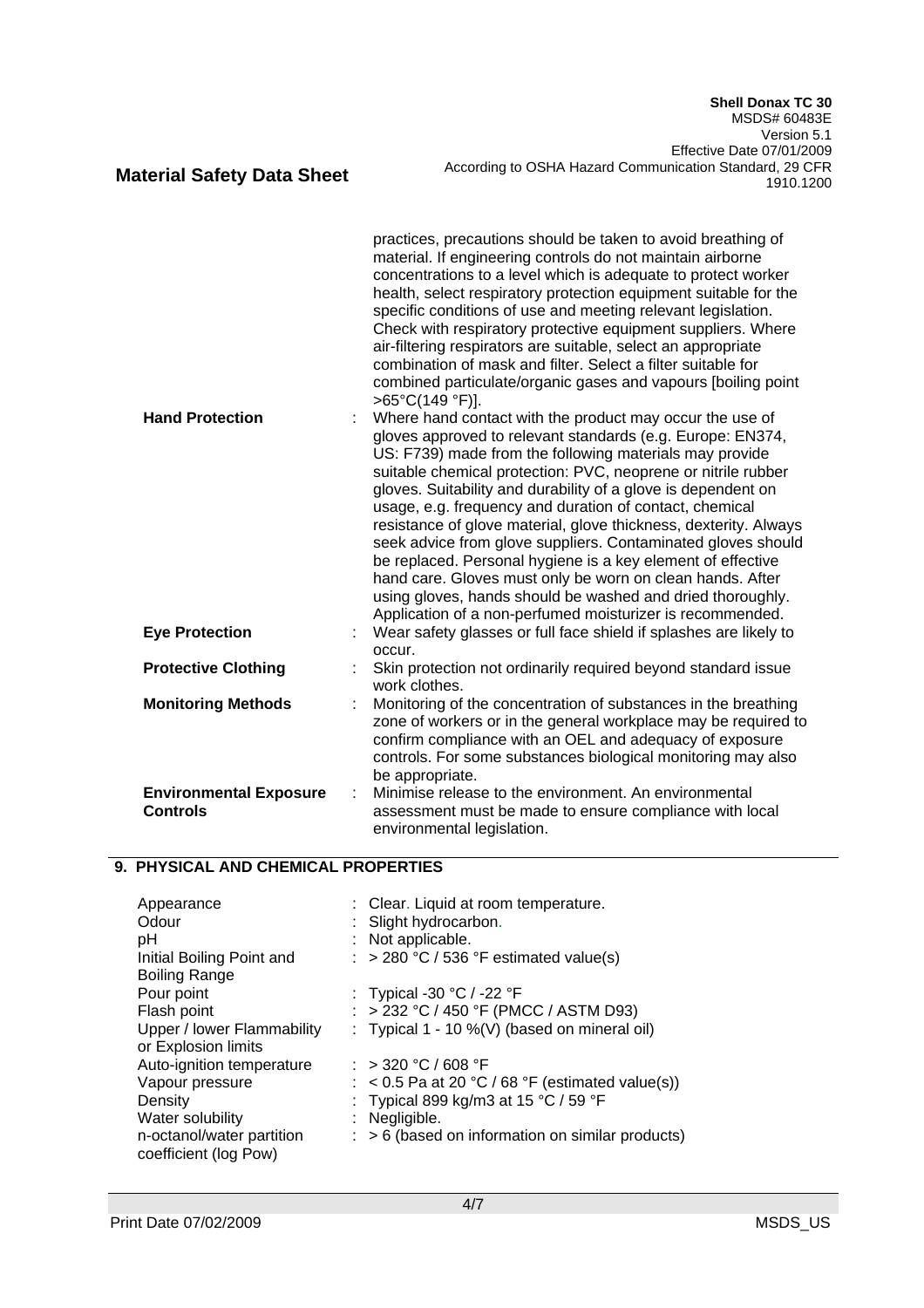practices, precautions should be taken to avoid breathing of material. If engineering controls do not maintain airborne concentrations to a level which is adequate to protect worker health, select respiratory protection equipment suitable for the specific conditions of use and meeting relevant legislation. Check with respiratory protective equipment suppliers. Where air-filtering respirators are suitable, select an appropriate combination of mask and filter. Select a filter suitable for combined particulate/organic gases and vapours [boiling point >65°C(149 °F)].

| | | |
|---|---|---|
| **Hand Protection** | : | Where hand contact with the product may occur the use of gloves approved to relevant standards (e.g. Europe: EN374, US: F739) made from the following materials may provide suitable chemical protection: PVC, neoprene or nitrile rubber gloves. Suitability and durability of a glove is dependent on usage, e.g. frequency and duration of contact, chemical resistance of glove material, glove thickness, dexterity. Always seek advice from glove suppliers. Contaminated gloves should be replaced. Personal hygiene is a key element of effective hand care. Gloves must only be worn on clean hands. After using gloves, hands should be washed and dried thoroughly. Application of a non-perfumed moisturizer is recommended. |
| **Eye Protection** | : | Wear safety glasses or full face shield if splashes are likely to occur. |
| **Protective Clothing** | : | Skin protection not ordinarily required beyond standard issue work clothes. |
| **Monitoring Methods** | : | Monitoring of the concentration of substances in the breathing zone of workers or in the general workplace may be required to confirm compliance with an OEL and adequacy of exposure controls. For some substances biological monitoring may also be appropriate. |
| **Environmental Exposure Controls** | : | Minimise release to the environment. An environmental assessment must be made to ensure compliance with local environmental legislation. |

## 9. PHYSICAL AND CHEMICAL PROPERTIES

| | | |
|---|---|---|
| Appearance | : | Clear. Liquid at room temperature. |
| Odour | : | Slight hydrocarbon. |
| pH | : | Not applicable. |
| Initial Boiling Point and Boiling Range | : | > 280 °C / 536 °F estimated value(s) |
| Pour point | : | Typical -30 °C / -22 °F |
| Flash point | : | > 232 °C / 450 °F (PMCC / ASTM D93) |
| Upper / lower Flammability or Explosion limits | : | Typical 1 - 10 %(V) (based on mineral oil) |
| Auto-ignition temperature | : | > 320 °C / 608 °F |
| Vapour pressure | : | < 0.5 Pa at 20 °C / 68 °F (estimated value(s)) |
| Density | : | Typical 899 kg/m3 at 15 °C / 59 °F |
| Water solubility | : | Negligible. |
| n-octanol/water partition coefficient (log Pow) | : | > 6 (based on information on similar products) |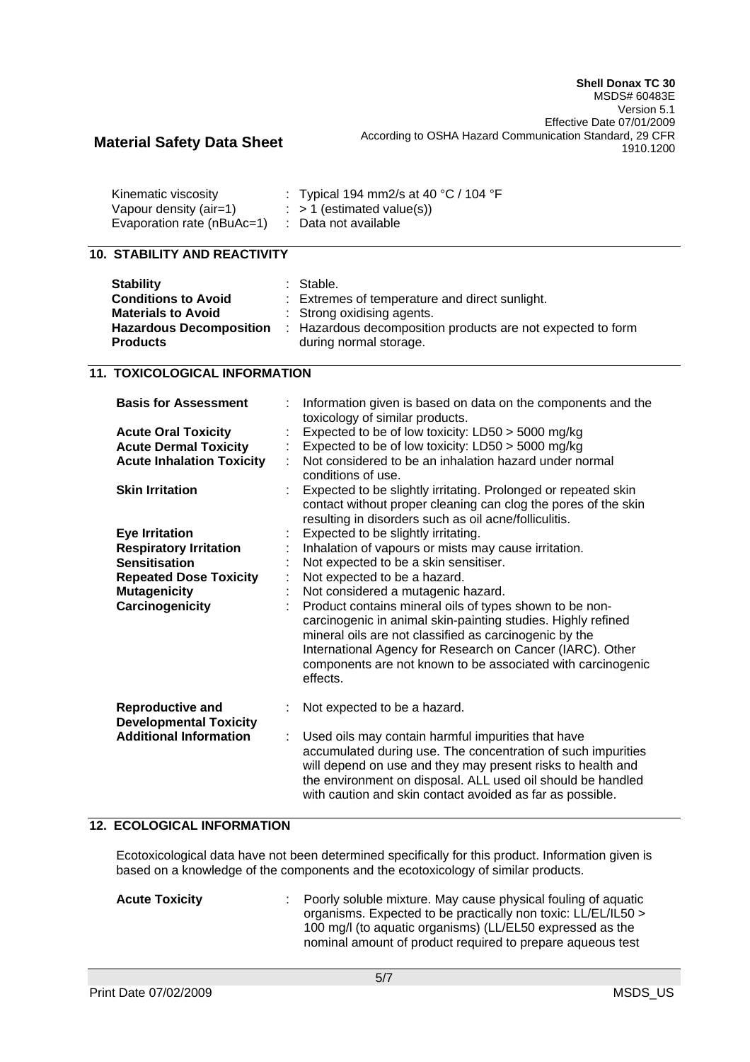| | |
|---|---|
| Kinematic viscosity | : Typical 194 mm2/s at 40 °C / 104 °F |
| Vapour density (air=1) | : > 1 (estimated value(s)) |
| Evaporation rate (nBuAc=1) | : Data not available |

## 10. STABILITY AND REACTIVITY

| | |
|---|---|
| **Stability** | : Stable. |
| **Conditions to Avoid** | : Extremes of temperature and direct sunlight. |
| **Materials to Avoid** | : Strong oxidising agents. |
| **Hazardous Decomposition Products** | : Hazardous decomposition products are not expected to form during normal storage. |

## 11. TOXICOLOGICAL INFORMATION

| | |
|---|---|
| **Basis for Assessment** | : Information given is based on data on the components and the toxicology of similar products. |
| **Acute Oral Toxicity** | : Expected to be of low toxicity: LD50 > 5000 mg/kg |
| **Acute Dermal Toxicity** | : Expected to be of low toxicity: LD50 > 5000 mg/kg |
| **Acute Inhalation Toxicity** | : Not considered to be an inhalation hazard under normal conditions of use. |
| **Skin Irritation** | : Expected to be slightly irritating. Prolonged or repeated skin contact without proper cleaning can clog the pores of the skin resulting in disorders such as oil acne/folliculitis. |
| **Eye Irritation** | : Expected to be slightly irritating. |
| **Respiratory Irritation** | : Inhalation of vapours or mists may cause irritation. |
| **Sensitisation** | : Not expected to be a skin sensitiser. |
| **Repeated Dose Toxicity** | : Not expected to be a hazard. |
| **Mutagenicity** | : Not considered a mutagenic hazard. |
| **Carcinogenicity** | : Product contains mineral oils of types shown to be non-carcinogenic in animal skin-painting studies. Highly refined mineral oils are not classified as carcinogenic by the International Agency for Research on Cancer (IARC). Other components are not known to be associated with carcinogenic effects. |
| **Reproductive and Developmental Toxicity** | : Not expected to be a hazard. |
| **Additional Information** | : Used oils may contain harmful impurities that have accumulated during use. The concentration of such impurities will depend on use and they may present risks to health and the environment on disposal. ALL used oil should be handled with caution and skin contact avoided as far as possible. |

## 12. ECOLOGICAL INFORMATION

Ecotoxicological data have not been determined specifically for this product. Information given is based on a knowledge of the components and the ecotoxicology of similar products.

| | |
|---|---|
| **Acute Toxicity** | : Poorly soluble mixture. May cause physical fouling of aquatic organisms. Expected to be practically non toxic: LL/EL/IL50 > 100 mg/l (to aquatic organisms) (LL/EL50 expressed as the nominal amount of product required to prepare aqueous test |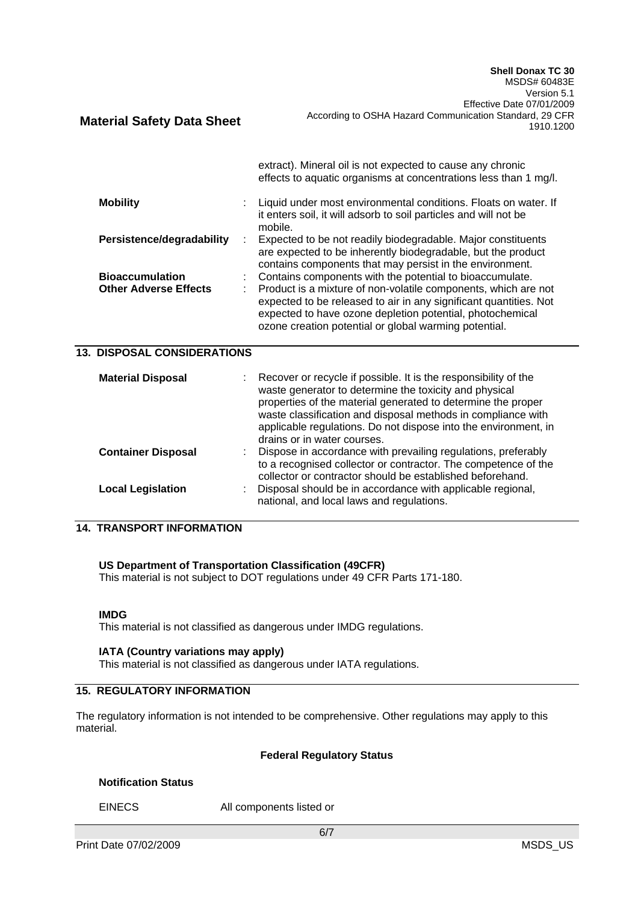extract). Mineral oil is not expected to cause any chronic effects to aquatic organisms at concentrations less than 1 mg/l.

| | |
|---|---|
| **Mobility** | : Liquid under most environmental conditions. Floats on water. If it enters soil, it will adsorb to soil particles and will not be mobile. |
| **Persistence/degradability** | : Expected to be not readily biodegradable. Major constituents are expected to be inherently biodegradable, but the product contains components that may persist in the environment. |
| **Bioaccumulation** | : Contains components with the potential to bioaccumulate. |
| **Other Adverse Effects** | : Product is a mixture of non-volatile components, which are not expected to be released to air in any significant quantities. Not expected to have ozone depletion potential, photochemical ozone creation potential or global warming potential. |

## 13. DISPOSAL CONSIDERATIONS

| | |
|---|---|
| **Material Disposal** | : Recover or recycle if possible. It is the responsibility of the waste generator to determine the toxicity and physical properties of the material generated to determine the proper waste classification and disposal methods in compliance with applicable regulations. Do not dispose into the environment, in drains or in water courses. |
| **Container Disposal** | : Dispose in accordance with prevailing regulations, preferably to a recognised collector or contractor. The competence of the collector or contractor should be established beforehand. |
| **Local Legislation** | : Disposal should be in accordance with applicable regional, national, and local laws and regulations. |

## 14. TRANSPORT INFORMATION

**US Department of Transportation Classification (49CFR)**
This material is not subject to DOT regulations under 49 CFR Parts 171-180.

**IMDG**
This material is not classified as dangerous under IMDG regulations.

**IATA (Country variations may apply)**
This material is not classified as dangerous under IATA regulations.

## 15. REGULATORY INFORMATION

The regulatory information is not intended to be comprehensive. Other regulations may apply to this material.

**Federal Regulatory Status**

**Notification Status**

EINECS All components listed or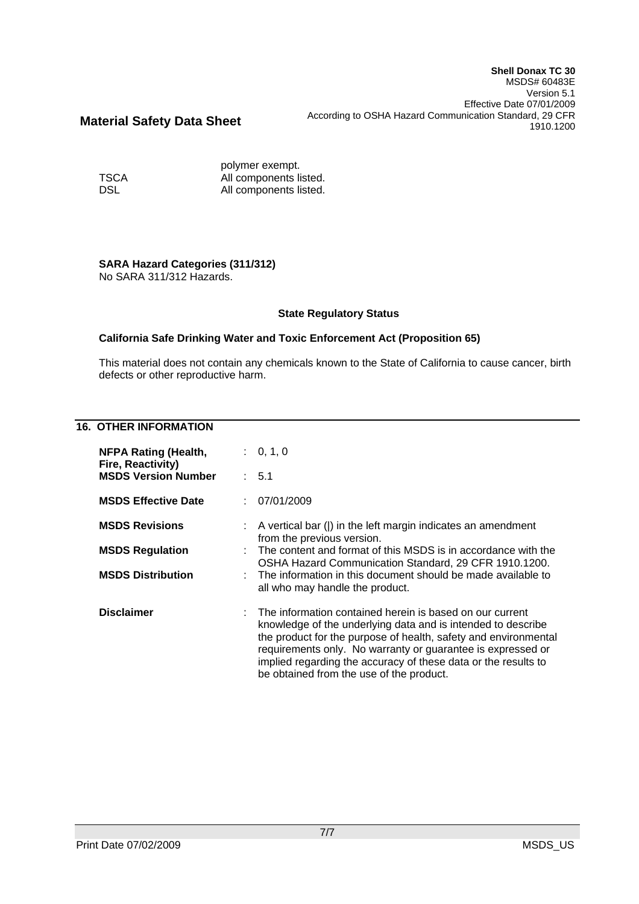| | |
|---|---|
| | polymer exempt. |
| TSCA | All components listed. |
| DSL | All components listed. |

**SARA Hazard Categories (311/312)**
No SARA 311/312 Hazards.

**State Regulatory Status**

**California Safe Drinking Water and Toxic Enforcement Act (Proposition 65)**

This material does not contain any chemicals known to the State of California to cause cancer, birth defects or other reproductive harm.

## 16. OTHER INFORMATION

| | |
|---|---|
| **NFPA Rating (Health, Fire, Reactivity)** | : 0, 1, 0 |
| **MSDS Version Number** | : 5.1 |
| **MSDS Effective Date** | : 07/01/2009 |
| **MSDS Revisions** | : A vertical bar (\|) in the left margin indicates an amendment from the previous version. |
| **MSDS Regulation** | : The content and format of this MSDS is in accordance with the OSHA Hazard Communication Standard, 29 CFR 1910.1200. |
| **MSDS Distribution** | : The information in this document should be made available to all who may handle the product. |
| **Disclaimer** | : The information contained herein is based on our current knowledge of the underlying data and is intended to describe the product for the purpose of health, safety and environmental requirements only. No warranty or guarantee is expressed or implied regarding the accuracy of these data or the results to be obtained from the use of the product. |